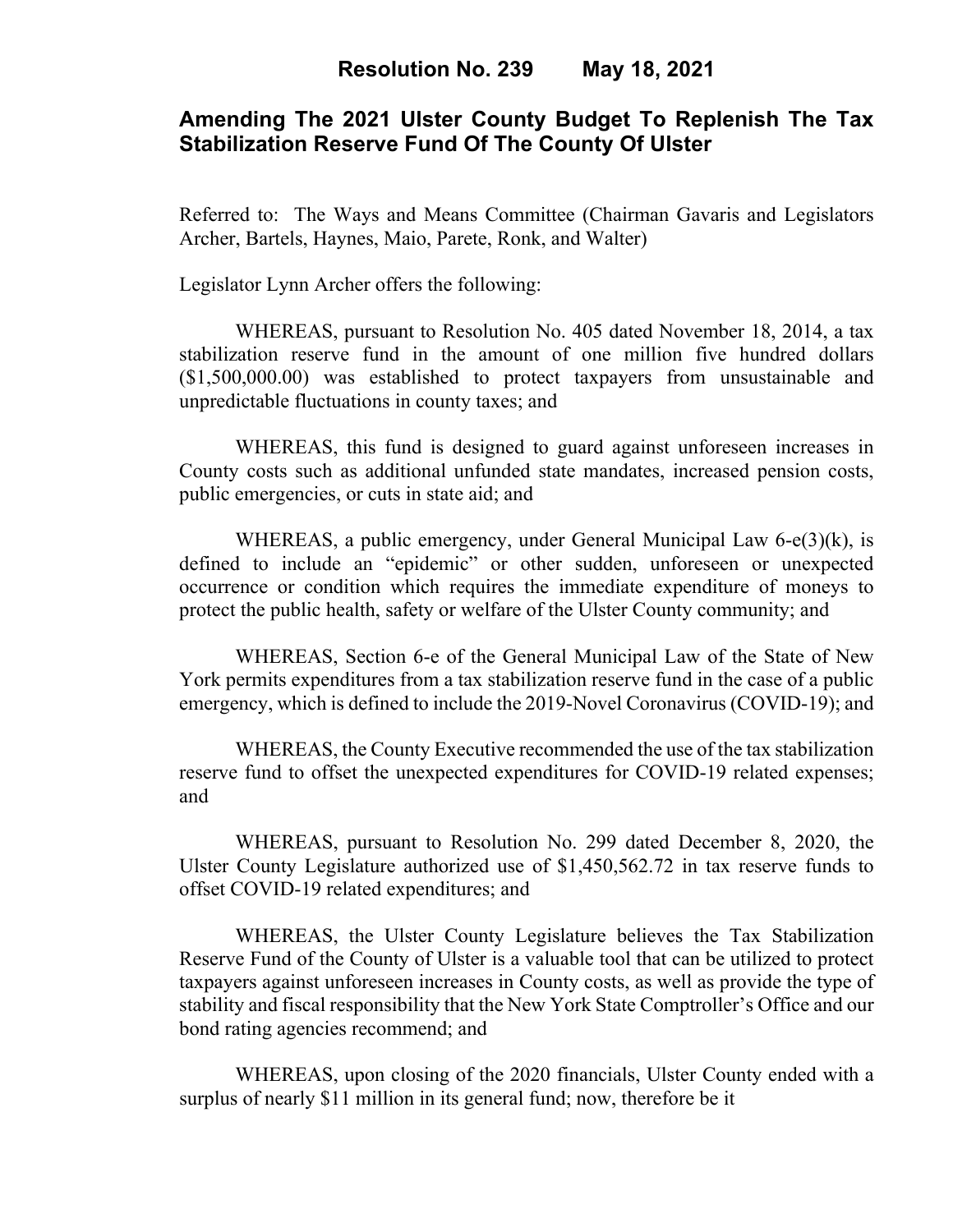# Resolution No. 239 May 18, 2021

## Amending The 2021 Ulster County Budget To Replenish The Tax Stabilization Reserve Fund Of The County Of Ulster

Referred to: The Ways and Means Committee (Chairman Gavaris and Legislators Archer, Bartels, Haynes, Maio, Parete, Ronk, and Walter)

Legislator Lynn Archer offers the following:

WHEREAS, pursuant to Resolution No. 405 dated November 18, 2014, a tax stabilization reserve fund in the amount of one million five hundred dollars ($1,500,000.00) was established to protect taxpayers from unsustainable and unpredictable fluctuations in county taxes; and

WHEREAS, this fund is designed to guard against unforeseen increases in County costs such as additional unfunded state mandates, increased pension costs, public emergencies, or cuts in state aid; and

WHEREAS, a public emergency, under General Municipal Law 6-e(3)(k), is defined to include an "epidemic" or other sudden, unforeseen or unexpected occurrence or condition which requires the immediate expenditure of moneys to protect the public health, safety or welfare of the Ulster County community; and

WHEREAS, Section 6-e of the General Municipal Law of the State of New York permits expenditures from a tax stabilization reserve fund in the case of a public emergency, which is defined to include the 2019-Novel Coronavirus (COVID-19); and

WHEREAS, the County Executive recommended the use of the tax stabilization reserve fund to offset the unexpected expenditures for COVID-19 related expenses; and

WHEREAS, pursuant to Resolution No. 299 dated December 8, 2020, the Ulster County Legislature authorized use of $1,450,562.72 in tax reserve funds to offset COVID-19 related expenditures; and

WHEREAS, the Ulster County Legislature believes the Tax Stabilization Reserve Fund of the County of Ulster is a valuable tool that can be utilized to protect taxpayers against unforeseen increases in County costs, as well as provide the type of stability and fiscal responsibility that the New York State Comptroller's Office and our bond rating agencies recommend; and

WHEREAS, upon closing of the 2020 financials, Ulster County ended with a surplus of nearly $11 million in its general fund; now, therefore be it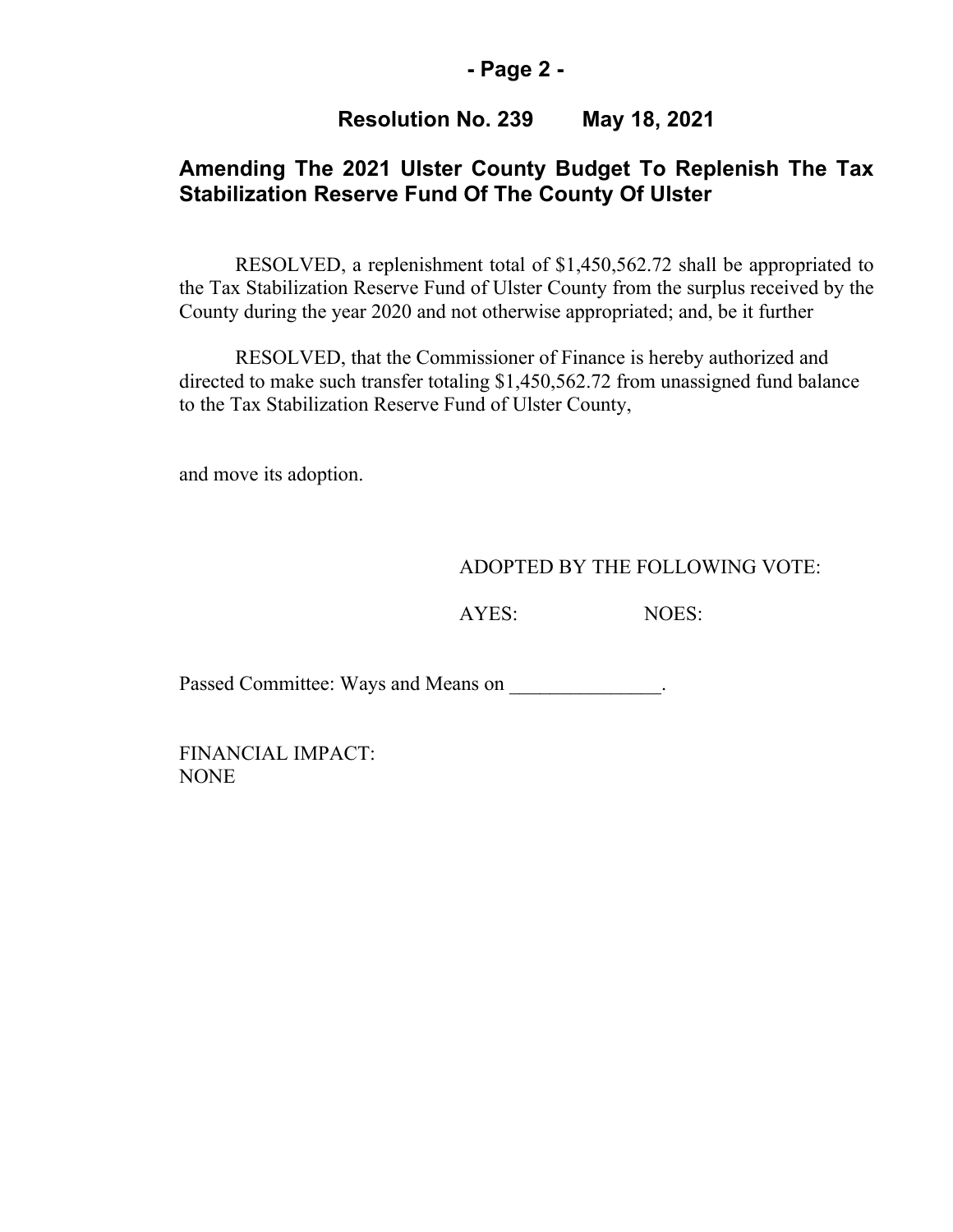## Resolution No. 239 May 18, 2021

## Amending The 2021 Ulster County Budget To Replenish The Tax Stabilization Reserve Fund Of The County Of Ulster

RESOLVED, a replenishment total of $1,450,562.72 shall be appropriated to the Tax Stabilization Reserve Fund of Ulster County from the surplus received by the County during the year 2020 and not otherwise appropriated; and, be it further

RESOLVED, that the Commissioner of Finance is hereby authorized and directed to make such transfer totaling $1,450,562.72 from unassigned fund balance to the Tax Stabilization Reserve Fund of Ulster County,

and move its adoption.

ADOPTED BY THE FOLLOWING VOTE:

AYES: NOES:

Passed Committee: Ways and Means on _______________.

FINANCIAL IMPACT:
NONE